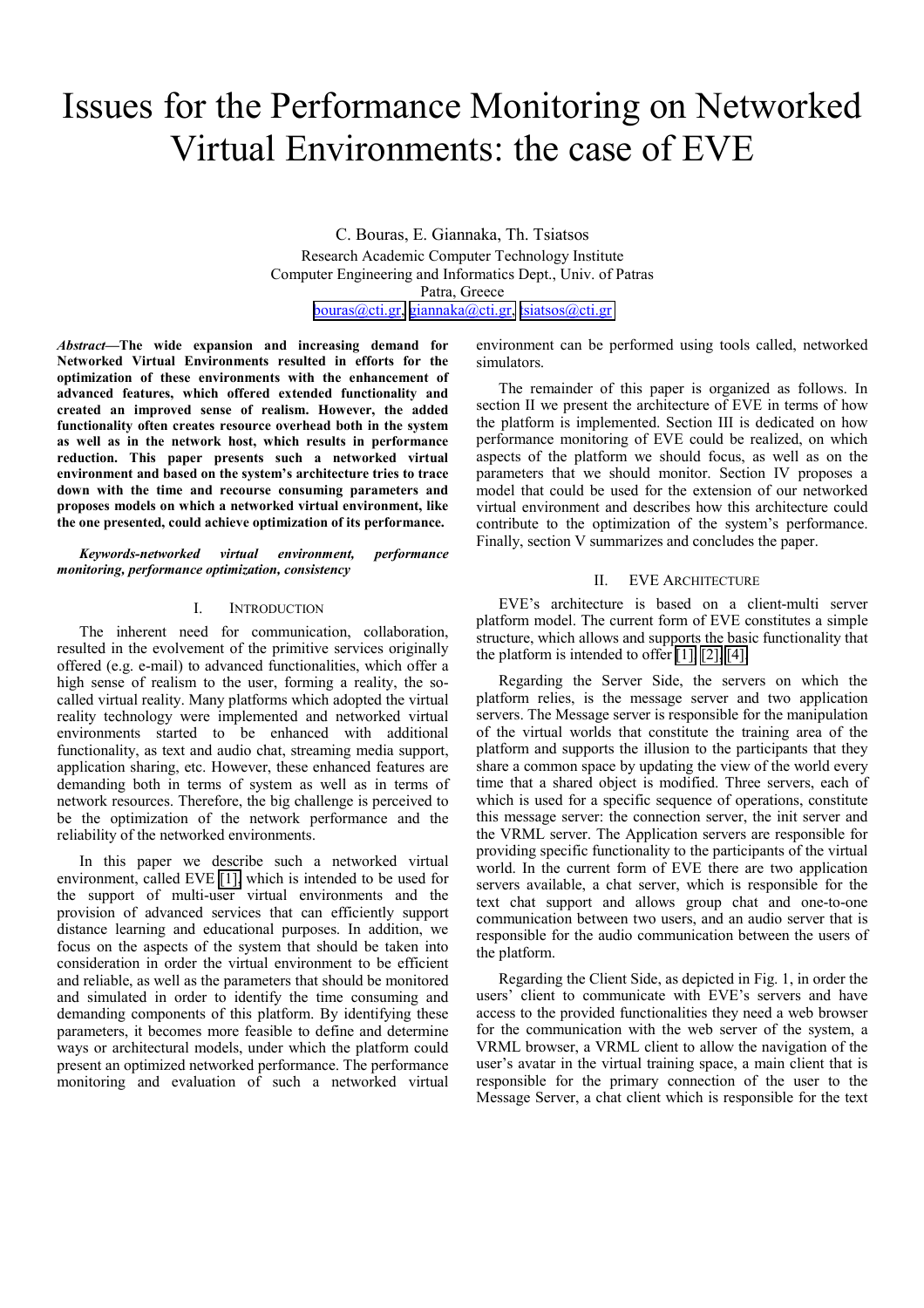# Issues for the Performance Monitoring on Networked Virtual Environments: the case of EVE

C. Bouras, E. Giannaka, Th. Tsiatsos

Research Academic Computer Technology Institute
Computer Engineering and Informatics Dept., Univ. of Patras
Patra, Greece
bouras@cti.gr, giannaka@cti.gr, tsiatsos@cti.gr

***Abstract*—The wide expansion and increasing demand for Networked Virtual Environments resulted in efforts for the optimization of these environments with the enhancement of advanced features, which offered extended functionality and created an improved sense of realism. However, the added functionality often creates resource overhead both in the system as well as in the network host, which results in performance reduction. This paper presents such a networked virtual environment and based on the system's architecture tries to trace down with the time and recourse consuming parameters and proposes models on which a networked virtual environment, like the one presented, could achieve optimization of its performance.**

***Keywords-networked virtual environment, performance monitoring, performance optimization, consistency***

## I. Introduction

The inherent need for communication, collaboration, resulted in the evolvement of the primitive services originally offered (e.g. e-mail) to advanced functionalities, which offer a high sense of realism to the user, forming a reality, the so-called virtual reality. Many platforms which adopted the virtual reality technology were implemented and networked virtual environments started to be enhanced with additional functionality, as text and audio chat, streaming media support, application sharing, etc. However, these enhanced features are demanding both in terms of system as well as in terms of network resources. Therefore, the big challenge is perceived to be the optimization of the network performance and the reliability of the networked environments.

In this paper we describe such a networked virtual environment, called EVE [1] which is intended to be used for the support of multi-user virtual environments and the provision of advanced services that can efficiently support distance learning and educational purposes. In addition, we focus on the aspects of the system that should be taken into consideration in order the virtual environment to be efficient and reliable, as well as the parameters that should be monitored and simulated in order to identify the time consuming and demanding components of this platform. By identifying these parameters, it becomes more feasible to define and determine ways or architectural models, under which the platform could present an optimized networked performance. The performance monitoring and evaluation of such a networked virtual environment can be performed using tools called, networked simulators.

The remainder of this paper is organized as follows. In section II we present the architecture of EVE in terms of how the platform is implemented. Section III is dedicated on how performance monitoring of EVE could be realized, on which aspects of the platform we should focus, as well as on the parameters that we should monitor. Section IV proposes a model that could be used for the extension of our networked virtual environment and describes how this architecture could contribute to the optimization of the system's performance. Finally, section V summarizes and concludes the paper.

## II. EVE Architecture

EVE's architecture is based on a client-multi server platform model. The current form of EVE constitutes a simple structure, which allows and supports the basic functionality that the platform is intended to offer [1] [2] [4].

Regarding the Server Side, the servers on which the platform relies, is the message server and two application servers. The Message server is responsible for the manipulation of the virtual worlds that constitute the training area of the platform and supports the illusion to the participants that they share a common space by updating the view of the world every time that a shared object is modified. Three servers, each of which is used for a specific sequence of operations, constitute this message server: the connection server, the init server and the VRML server. The Application servers are responsible for providing specific functionality to the participants of the virtual world. In the current form of EVE there are two application servers available, a chat server, which is responsible for the text chat support and allows group chat and one-to-one communication between two users, and an audio server that is responsible for the audio communication between the users of the platform.

Regarding the Client Side, as depicted in Fig. 1, in order the users' client to communicate with EVE's servers and have access to the provided functionalities they need a web browser for the communication with the web server of the system, a VRML browser, a VRML client to allow the navigation of the user's avatar in the virtual training space, a main client that is responsible for the primary connection of the user to the Message Server, a chat client which is responsible for the text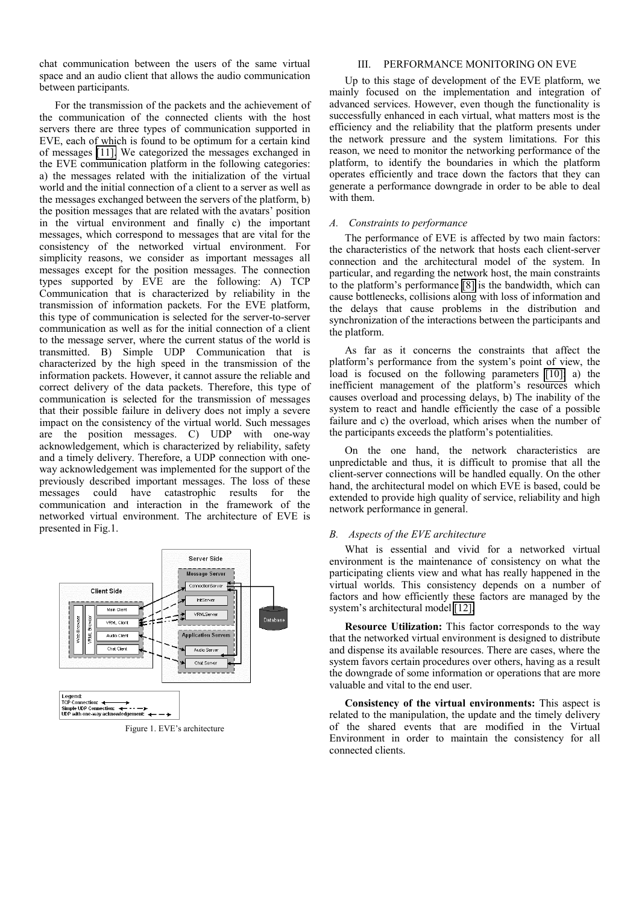chat communication between the users of the same virtual space and an audio client that allows the audio communication between participants.

For the transmission of the packets and the achievement of the communication of the connected clients with the host servers there are three types of communication supported in EVE, each of which is found to be optimum for a certain kind of messages [11]. We categorized the messages exchanged in the EVE communication platform in the following categories: a) the messages related with the initialization of the virtual world and the initial connection of a client to a server as well as the messages exchanged between the servers of the platform, b) the position messages that are related with the avatars' position in the virtual environment and finally c) the important messages, which correspond to messages that are vital for the consistency of the networked virtual environment. For simplicity reasons, we consider as important messages all messages except for the position messages. The connection types supported by EVE are the following: A) TCP Communication that is characterized by reliability in the transmission of information packets. For the EVE platform, this type of communication is selected for the server-to-server communication as well as for the initial connection of a client to the message server, where the current status of the world is transmitted. B) Simple UDP Communication that is characterized by the high speed in the transmission of the information packets. However, it cannot assure the reliable and correct delivery of the data packets. Therefore, this type of communication is selected for the transmission of messages that their possible failure in delivery does not imply a severe impact on the consistency of the virtual world. Such messages are the position messages. C) UDP with one-way acknowledgement, which is characterized by reliability, safety and a timely delivery. Therefore, a UDP connection with one-way acknowledgement was implemented for the support of the previously described important messages. The loss of these messages could have catastrophic results for the communication and interaction in the framework of the networked virtual environment. The architecture of EVE is presented in Fig.1.

Server Side
Message Server
ConnectionServer
InitServer
VRMLServer
Application Servers
Audio Server
Chat Server
Database
Client Side
Web Browser
VRML Browser
Main Client
VRML Client
Audio Client
Chat Client
Legend:
TCP Connection:
Simple UDP Connection:
UDP with one-way acknowledgement:

Figure 1. EVE's architecture

## III. PERFORMANCE MONITORING ON EVE

Up to this stage of development of the EVE platform, we mainly focused on the implementation and integration of advanced services. However, even though the functionality is successfully enhanced in each virtual, what matters most is the efficiency and the reliability that the platform presents under the network pressure and the system limitations. For this reason, we need to monitor the networking performance of the platform, to identify the boundaries in which the platform operates efficiently and trace down the factors that they can generate a performance downgrade in order to be able to deal with them.

### *A. Constraints to performance*

The performance of EVE is affected by two main factors: the characteristics of the network that hosts each client-server connection and the architectural model of the system. In particular, and regarding the network host, the main constraints to the platform's performance [8] is the bandwidth, which can cause bottlenecks, collisions along with loss of information and the delays that cause problems in the distribution and synchronization of the interactions between the participants and the platform.

As far as it concerns the constraints that affect the platform's performance from the system's point of view, the load is focused on the following parameters [10]: a) the inefficient management of the platform's resources which causes overload and processing delays, b) The inability of the system to react and handle efficiently the case of a possible failure and c) the overload, which arises when the number of the participants exceeds the platform's potentialities.

On the one hand, the network characteristics are unpredictable and thus, it is difficult to promise that all the client-server connections will be handled equally. On the other hand, the architectural model on which EVE is based, could be extended to provide high quality of service, reliability and high network performance in general.

### *B. Aspects of the EVE architecture*

What is essential and vivid for a networked virtual environment is the maintenance of consistency on what the participating clients view and what has really happened in the virtual worlds. This consistency depends on a number of factors and how efficiently these factors are managed by the system's architectural model [12].

**Resource Utilization:** This factor corresponds to the way that the networked virtual environment is designed to distribute and dispense its available resources. There are cases, where the system favors certain procedures over others, having as a result the downgrade of some information or operations that are more valuable and vital to the end user.

**Consistency of the virtual environments:** This aspect is related to the manipulation, the update and the timely delivery of the shared events that are modified in the Virtual Environment in order to maintain the consistency for all connected clients.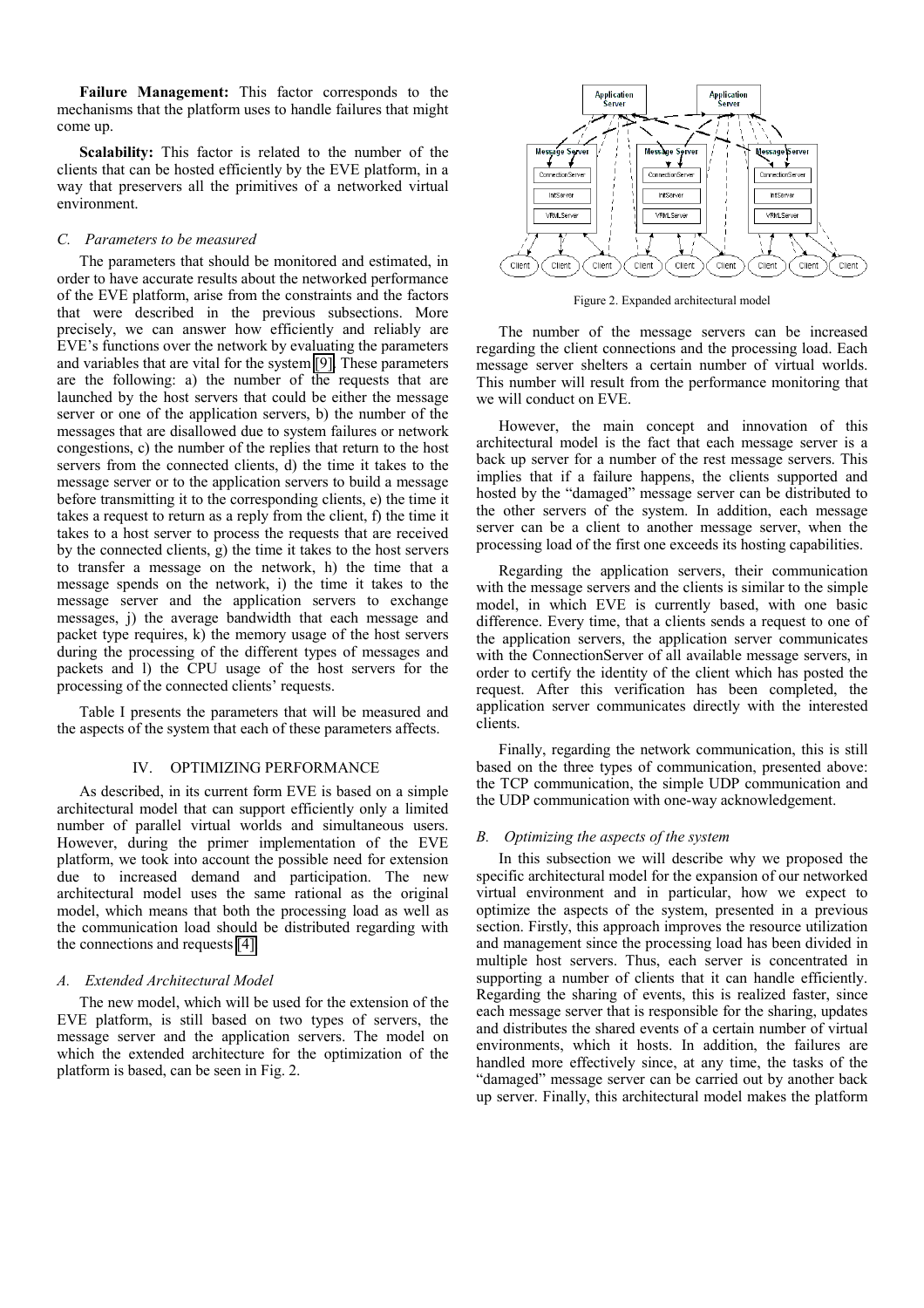**Failure Management:** This factor corresponds to the mechanisms that the platform uses to handle failures that might come up.

**Scalability:** This factor is related to the number of the clients that can be hosted efficiently by the EVE platform, in a way that preservers all the primitives of a networked virtual environment.

### C. Parameters to be measured

The parameters that should be monitored and estimated, in order to have accurate results about the networked performance of the EVE platform, arise from the constraints and the factors that were described in the previous subsections. More precisely, we can answer how efficiently and reliably are EVE's functions over the network by evaluating the parameters and variables that are vital for the system [9]. These parameters are the following: a) the number of the requests that are launched by the host servers that could be either the message server or one of the application servers, b) the number of the messages that are disallowed due to system failures or network congestions, c) the number of the replies that return to the host servers from the connected clients, d) the time it takes to the message server or to the application servers to build a message before transmitting it to the corresponding clients, e) the time it takes a request to return as a reply from the client, f) the time it takes to a host server to process the requests that are received by the connected clients, g) the time it takes to the host servers to transfer a message on the network, h) the time that a message spends on the network, i) the time it takes to the message server and the application servers to exchange messages, j) the average bandwidth that each message and packet type requires, k) the memory usage of the host servers during the processing of the different types of messages and packets and l) the CPU usage of the host servers for the processing of the connected clients' requests.

Table I presents the parameters that will be measured and the aspects of the system that each of these parameters affects.

## IV. Optimizing Performance

As described, in its current form EVE is based on a simple architectural model that can support efficiently only a limited number of parallel virtual worlds and simultaneous users. However, during the primer implementation of the EVE platform, we took into account the possible need for extension due to increased demand and participation. The new architectural model uses the same rational as the original model, which means that both the processing load as well as the communication load should be distributed regarding with the connections and requests [4].

### A. Extended Architectural Model

The new model, which will be used for the extension of the EVE platform, is still based on two types of servers, the message server and the application servers. The model on which the extended architecture for the optimization of the platform is based, can be seen in Fig. 2.

Application Server
Application Server
Message Server
ConnectionServer
InitServer
VRMLServer
Message Server
ConnectionServer
InitServer
VRMLServer
Message Server
ConnectionServer
InitServer
VRMLServer
Client Client Client Client Client Client Client Client Client

Figure 2. Expanded architectural model

The number of the message servers can be increased regarding the client connections and the processing load. Each message server shelters a certain number of virtual worlds. This number will result from the performance monitoring that we will conduct on EVE.

However, the main concept and innovation of this architectural model is the fact that each message server is a back up server for a number of the rest message servers. This implies that if a failure happens, the clients supported and hosted by the "damaged" message server can be distributed to the other servers of the system. In addition, each message server can be a client to another message server, when the processing load of the first one exceeds its hosting capabilities.

Regarding the application servers, their communication with the message servers and the clients is similar to the simple model, in which EVE is currently based, with one basic difference. Every time, that a clients sends a request to one of the application servers, the application server communicates with the ConnectionServer of all available message servers, in order to certify the identity of the client which has posted the request. After this verification has been completed, the application server communicates directly with the interested clients.

Finally, regarding the network communication, this is still based on the three types of communication, presented above: the TCP communication, the simple UDP communication and the UDP communication with one-way acknowledgement.

### B. Optimizing the aspects of the system

In this subsection we will describe why we proposed the specific architectural model for the expansion of our networked virtual environment and in particular, how we expect to optimize the aspects of the system, presented in a previous section. Firstly, this approach improves the resource utilization and management since the processing load has been divided in multiple host servers. Thus, each server is concentrated in supporting a number of clients that it can handle efficiently. Regarding the sharing of events, this is realized faster, since each message server that is responsible for the sharing, updates and distributes the shared events of a certain number of virtual environments, which it hosts. In addition, the failures are handled more effectively since, at any time, the tasks of the "damaged" message server can be carried out by another back up server. Finally, this architectural model makes the platform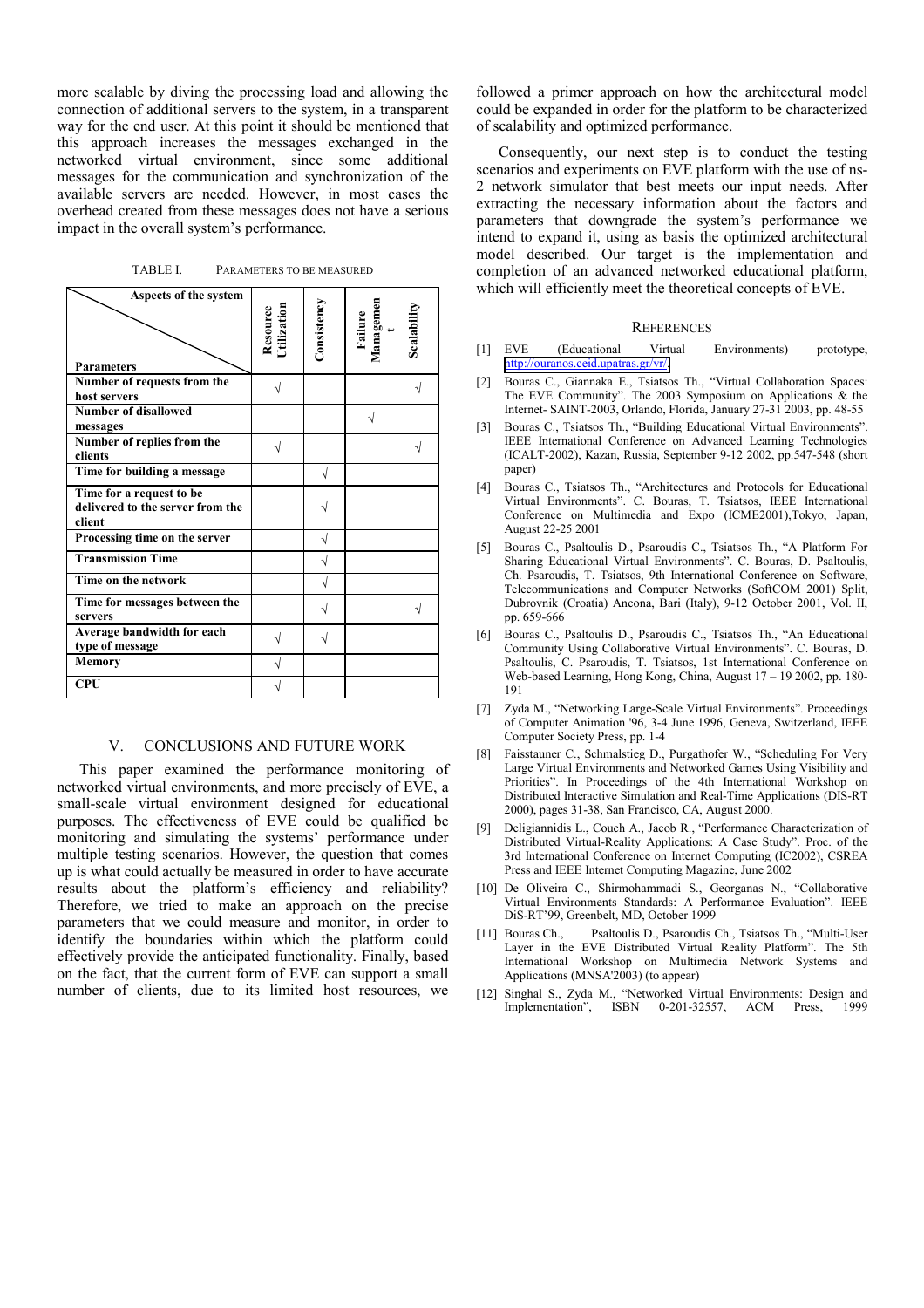more scalable by diving the processing load and allowing the connection of additional servers to the system, in a transparent way for the end user. At this point it should be mentioned that this approach increases the messages exchanged in the networked virtual environment, since some additional messages for the communication and synchronization of the available servers are needed. However, in most cases the overhead created from these messages does not have a serious impact in the overall system's performance.

TABLE I. PARAMETERS TO BE MEASURED

| Parameters \ Aspects of the system | Resource Utilization | Consistency | Failure Management | Scalability |
|---|---|---|---|---|
| **Number of requests from the host servers** | √ | | | √ |
| **Number of disallowed messages** | | | √ | |
| **Number of replies from the clients** | √ | | | √ |
| **Time for building a message** | | √ | | |
| **Time for a request to be delivered to the server from the client** | | √ | | |
| **Processing time on the server** | | √ | | |
| **Transmission Time** | | √ | | |
| **Time on the network** | | √ | | |
| **Time for messages between the servers** | | √ | | √ |
| **Average bandwidth for each type of message** | √ | √ | | |
| **Memory** | √ | | | |
| **CPU** | √ | | | |

## V. CONCLUSIONS AND FUTURE WORK

This paper examined the performance monitoring of networked virtual environments, and more precisely of EVE, a small-scale virtual environment designed for educational purposes. The effectiveness of EVE could be qualified be monitoring and simulating the systems' performance under multiple testing scenarios. However, the question that comes up is what could actually be measured in order to have accurate results about the platform's efficiency and reliability? Therefore, we tried to make an approach on the precise parameters that we could measure and monitor, in order to identify the boundaries within which the platform could effectively provide the anticipated functionality. Finally, based on the fact, that the current form of EVE can support a small number of clients, due to its limited host resources, we followed a primer approach on how the architectural model could be expanded in order for the platform to be characterized of scalability and optimized performance.

Consequently, our next step is to conduct the testing scenarios and experiments on EVE platform with the use of ns-2 network simulator that best meets our input needs. After extracting the necessary information about the factors and parameters that downgrade the system's performance we intend to expand it, using as basis the optimized architectural model described. Our target is the implementation and completion of an advanced networked educational platform, which will efficiently meet the theoretical concepts of EVE.

## REFERENCES

[1] EVE (Educational Virtual Environments) prototype, http://ouranos.ceid.upatras.gr/vr/

[2] Bouras C., Giannaka E., Tsiatsos Th., "Virtual Collaboration Spaces: The EVE Community". The 2003 Symposium on Applications & the Internet- SAINT-2003, Orlando, Florida, January 27-31 2003, pp. 48-55

[3] Bouras C., Tsiatsos Th., "Building Educational Virtual Environments". IEEE International Conference on Advanced Learning Technologies (ICALT-2002), Kazan, Russia, September 9-12 2002, pp.547-548 (short paper)

[4] Bouras C., Tsiatsos Th., "Architectures and Protocols for Educational Virtual Environments". C. Bouras, T. Tsiatsos, IEEE International Conference on Multimedia and Expo (ICME2001),Tokyo, Japan, August 22-25 2001

[5] Bouras C., Psaltoulis D., Psaroudis C., Tsiatsos Th., "A Platform For Sharing Educational Virtual Environments". C. Bouras, D. Psaltoulis, Ch. Psaroudis, T. Tsiatsos, 9th International Conference on Software, Telecommunications and Computer Networks (SoftCOM 2001) Split, Dubrovnik (Croatia) Ancona, Bari (Italy), 9-12 October 2001, Vol. II, pp. 659-666

[6] Bouras C., Psaltoulis D., Psaroudis C., Tsiatsos Th., "An Educational Community Using Collaborative Virtual Environments". C. Bouras, D. Psaltoulis, C. Psaroudis, T. Tsiatsos, 1st International Conference on Web-based Learning, Hong Kong, China, August 17 – 19 2002, pp. 180-191

[7] Zyda M., "Networking Large-Scale Virtual Environments". Proceedings of Computer Animation '96, 3-4 June 1996, Geneva, Switzerland, IEEE Computer Society Press, pp. 1-4

[8] Faisstauner C., Schmalstieg D., Purgathofer W., "Scheduling For Very Large Virtual Environments and Networked Games Using Visibility and Priorities". In Proceedings of the 4th International Workshop on Distributed Interactive Simulation and Real-Time Applications (DIS-RT 2000), pages 31-38, San Francisco, CA, August 2000.

[9] Deligiannidis L., Couch A., Jacob R., "Performance Characterization of Distributed Virtual-Reality Applications: A Case Study". Proc. of the 3rd International Conference on Internet Computing (IC2002), CSREA Press and IEEE Internet Computing Magazine, June 2002

[10] De Oliveira C., Shirmohammadi S., Georganas N., "Collaborative Virtual Environments Standards: A Performance Evaluation". IEEE DiS-RT'99, Greenbelt, MD, October 1999

[11] Bouras Ch., Psaltoulis D., Psaroudis Ch., Tsiatsos Th., "Multi-User Layer in the EVE Distributed Virtual Reality Platform". The 5th International Workshop on Multimedia Network Systems and Applications (MNSA'2003) (to appear)

[12] Singhal S., Zyda M., "Networked Virtual Environments: Design and Implementation", ISBN 0-201-32557, ACM Press, 1999